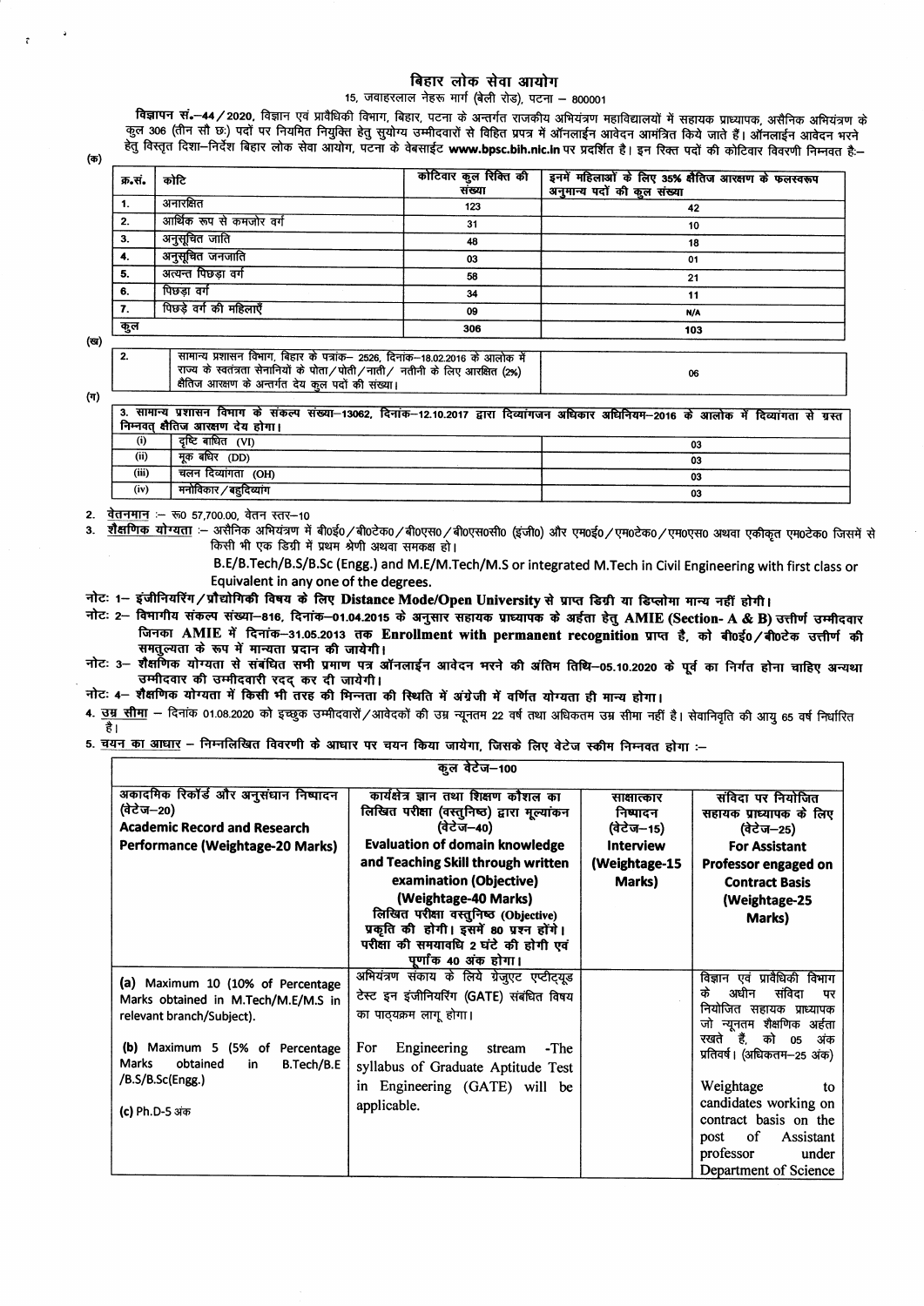# बिहार लोक सेवा आयोग

15, जवाहरलाल नेहरू मार्ग (बेली रोड), पटना – 800001

**विज्ञापन सं.–44/2020**, विज्ञान एवं प्रावैधिकी विभाग, बिहार, पटना के अन्तर्गत राजकीय अभियंत्रण महाविद्यालयों में सहायक प्राध्यापक, असैनिक अभियंत्रण के कुल 306 (तीन सौ छः) पदों पर नियमित नियुक्ति हेतु सुयोग्य उम्मीदवारों से विहित प्रपत्र में ऑनलाईन आवेदन आमंत्रित किये जाते हैं। ऑनलाईन आवेदन भरने हेतु विस्तृत दिशा–निर्देश बिहार लोक सेवा आयोग, पटना के वेबसाईट **www.bpsc.bih.nic.in** पर प्रदर्शित है। इन रिक्त पदों की कोटिवार विवरणी निम्नवत है:–

(क)

| क्र.सं. | कोटि | कोटिवार कुल रिक्ति की संख्या | इनमें महिलाओं के लिए 35% क्षैतिज आरक्षण के फलस्वरूप अनुमान्य पदों की कुल संख्या |
|---|---|---|---|
| 1. | अनारक्षित | 123 | 42 |
| 2. | आर्थिक रूप से कमजोर वर्ग | 31 | 10 |
| 3. | अनुसूचित जाति | 48 | 18 |
| 4. | अनुसूचित जनजाति | 03 | 01 |
| 5. | अत्यन्त पिछड़ा वर्ग | 58 | 21 |
| 6. | पिछड़ा वर्ग | 34 | 11 |
| 7. | पिछड़े वर्ग की महिलाएँ | 09 | N/A |
| कुल | | 306 | 103 |

(ख)

| | | |
|---|---|---|
| 2. | सामान्य प्रशासन विभाग, बिहार के पत्रांक– 2526, दिनांक–18.02.2016 के आलोक में राज्य के स्वतंत्रता सेनानियों के पोता/पोती/नाती/ नतीनी के लिए आरक्षित (2%) क्षैतिज आरक्षण के अन्तर्गत देय कुल पदों की संख्या। | 06 |

(ग)

| 3. सामान्य प्रशासन विभाग के संकल्प संख्या–13062, दिनांक–12.10.2017 द्वारा दिव्यांगजन अधिकार अधिनियम–2016 के आलोक में दिव्यांगता से ग्रस्त निम्नवत् क्षैतिज आरक्षण देय होगा। | | |
|---|---|---|
| (i) | दृष्टि बाधित (VI) | 03 |
| (ii) | मूक बधिर (DD) | 03 |
| (iii) | चलन दिव्यांगता (OH) | 03 |
| (iv) | मनोविकार/बहुदिव्यांग | 03 |

2. <u>वेतनमान</u> :– रू0 57,700.00, वेतन स्तर–10
3. <u>शैक्षणिक योग्यता</u> :– असैनिक अभियंत्रण में बी0ई0/बी0टेक0/बी0एस0/बी0एस0सी0 (इंजी0) और एम0ई0/एम0टेक0/एम0एस0 अथवा एकीकृत एम0टेक0 जिसमें से किसी भी एक डिग्री में प्रथम श्रेणी अथवा समकक्ष हो।

   B.E/B.Tech/B.S/B.Sc (Engg.) and M.E/M.Tech/M.S or integrated M.Tech in Civil Engineering with first class or Equivalent in any one of the degrees.

**नोट: 1– इंजीनियरिंग/प्रौद्योगिकी विषय के लिए Distance Mode/Open University से प्राप्त डिग्री या डिप्लोमा मान्य नहीं होगी।**

**नोट: 2– विभागीय संकल्प संख्या–816, दिनांक–01.04.2015 के अनुसार सहायक प्राध्यापक के अर्हता हेतु AMIE (Section- A & B) उत्तीर्ण उम्मीदवार जिनका AMIE में दिनांक–31.05.2013 तक Enrollment with permanent recognition प्राप्त है, को बी0ई0/बी0टेक उत्तीर्ण की समतुल्यता के रूप में मान्यता प्रदान की जायेगी।**

**नोट: 3– शैक्षणिक योग्यता से संबंधित सभी प्रमाण पत्र ऑनलाईन आवेदन भरने की अंतिम तिथि–05.10.2020 के पूर्व का निर्गत होना चाहिए अन्यथा उम्मीदवार की उम्मीदवारी रद्द कर दी जायेगी।**

**नोट: 4– शैक्षणिक योग्यता में किसी भी तरह की भिन्नता की स्थिति में अंग्रेजी में वर्णित योग्यता ही मान्य होगा।**

4. <u>उम्र सीमा</u> – दिनांक 01.08.2020 को इच्छुक उम्मीदवारों/आवेदकों की उम्र न्यूनतम 22 वर्ष तथा अधिकतम उम्र सीमा नहीं है। सेवानिवृति की आयु 65 वर्ष निर्धारित है।
5. <u>चयन का आधार</u> – निम्नलिखित विवरणी के आधार पर चयन किया जायेगा, जिसके लिए वेटेज स्कीम निम्नवत होगा :–

| कुल वेटेज–100 | | | |
|---|---|---|---|
| अकादमिक रिकॉर्ड और अनुसंधान निष्पादन (वेटेज–20) **Academic Record and Research Performance (Weightage-20 Marks)** | कार्यक्षेत्र ज्ञान तथा शिक्षण कौशल का लिखित परीक्षा (वस्तुनिष्ठ) द्वारा मूल्यांकन (वेटेज–40) **Evaluation of domain knowledge and Teaching Skill through written examination (Objective) (Weightage-40 Marks)** लिखित परीक्षा वस्तुनिष्ठ (Objective) प्रकृति की होगी। इसमें 80 प्रश्न होंगे। परीक्षा की समयावधि 2 घंटे की होगी एवं पूर्णांक 40 अंक होगा। | साक्षात्कार निष्पादन (वेटेज–15) **Interview (Weightage-15 Marks)** | संविदा पर नियोजित सहायक प्राध्यापक के लिए (वेटेज–25) **For Assistant Professor engaged on Contract Basis (Weightage-25 Marks)** |
| (a) Maximum 10 (10% of Percentage Marks obtained in M.Tech/M.E/M.S in relevant branch/Subject). (b) Maximum 5 (5% of Percentage Marks obtained in B.Tech/B.E /B.S/B.Sc(Engg.) (c) Ph.D-5 अंक | अभियंत्रण संकाय के लिये ग्रेजुएट एप्टीट्यूड टेस्ट इन इंजीनियरिंग (GATE) संबंधित विषय का पाठ्यक्रम लागू होगा। For Engineering stream -The syllabus of Graduate Aptitude Test in Engineering (GATE) will be applicable. | | विज्ञान एवं प्रावैधिकी विभाग के अधीन संविदा पर नियोजित सहायक प्राध्यापक जो न्यूनतम शैक्षणिक अर्हता रखते हैं, को 05 अंक प्रतिवर्ष। (अधिकतम–25 अंक) Weightage to candidates working on contract basis on the post of Assistant professor under Department of Science |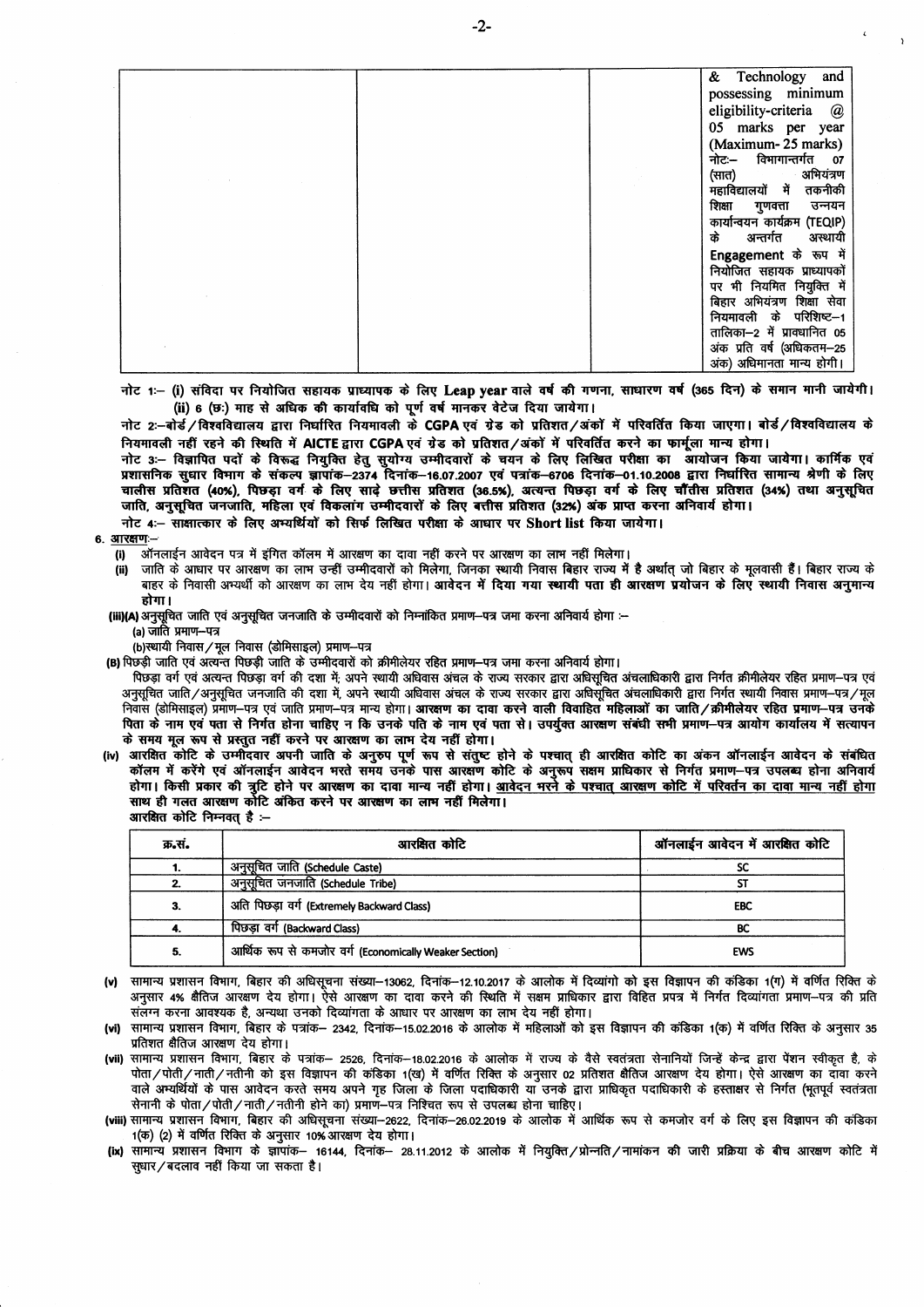| | | | & Technology and possessing minimum eligibility-criteria @ 05 marks per year (Maximum- 25 marks) नोटः— विभागान्तर्गत 07 (सात) अभियंत्रण महाविद्यालयों में तकनीकी शिक्षा गुणवत्ता उन्नयन कार्यान्वयन कार्यक्रम (TEQIP) के अन्तर्गत अस्थायी **Engagement** के रूप में नियोजित सहायक प्राध्यापकों पर भी नियमित नियुक्ति में बिहार अभियंत्रण शिक्षा सेवा नियमावली के परिशिष्ट–1 तालिका–2 में प्रावधानित 05 अंक प्रति वर्ष (अधिकतम–25 अंक) अधिमानता मान्य होगी। |
|---|---|---|---|

**नोट 1:— (i) संविदा पर नियोजित सहायक प्राध्यापक के लिए Leap year वाले वर्ष की गणना, साधारण वर्ष (365 दिन) के समान मानी जायेगी।**
**(ii) 6 (छः) माह से अधिक की कार्यावधि को पूर्ण वर्ष मानकर वेटेज दिया जायेगा।**

**नोट 2:—बोर्ड/विश्वविद्यालय द्वारा निर्धारित नियमावली के CGPA एवं ग्रेड को प्रतिशत/अंकों में परिवर्तित किया जाएगा। बोर्ड/विश्वविद्यालय के नियमावली नहीं रहने की स्थिति में AICTE द्वारा CGPA एवं ग्रेड को प्रतिशत/अंकों में परिवर्तित करने का फार्मूला मान्य होगा।**

**नोट 3:— विज्ञापित पदों के विरूद्ध नियुक्ति हेतु सुयोग्य उम्मीदवारों के चयन के लिए लिखित परीक्षा का आयोजन किया जायेगा। कार्मिक एवं प्रशासनिक सुधार विभाग के संकल्प ज्ञापांक–2374 दिनांक–16.07.2007 एवं पत्रांक–6706 दिनांक–01.10.2008 द्वारा निर्धारित सामान्य श्रेणी के लिए चालीस प्रतिशत (40%), पिछड़ा वर्ग के लिए साढ़े छत्तीस प्रतिशत (36.5%), अत्यन्त पिछड़ा वर्ग के लिए चौंतीस प्रतिशत (34%) तथा अनुसूचित जाति, अनुसूचित जनजाति, महिला एवं विकलांग उम्मीदवारों के लिए बत्तीस प्रतिशत (32%) अंक प्राप्त करना अनिवार्य होगा।**

**नोट 4:— साक्षात्कार के लिए अभ्यर्थियों को सिर्फ लिखित परीक्षा के आधार पर Short list किया जायेगा।**

6. आरक्षण:—

(i) ऑनलाईन आवेदन पत्र में इंगित कॉलम में आरक्षण का दावा नहीं करने पर आरक्षण का लाभ नहीं मिलेगा।

(ii) जाति के आधार पर आरक्षण का लाभ उन्हीं उम्मीदवारों को मिलेगा, जिनका स्थायी निवास बिहार राज्य में है अर्थात् जो बिहार के मूलवासी हैं। बिहार राज्य के बाहर के निवासी अभ्यर्थी को आरक्षण का लाभ देय नहीं होगा। **आवेदन में दिया गया स्थायी पता ही आरक्षण प्रयोजन के लिए स्थायी निवास अनुमान्य होगा।**

(iii)(A) अनुसूचित जाति एवं अनुसूचित जनजाति के उम्मीदवारों को निम्नांकित प्रमाण–पत्र जमा करना अनिवार्य होगा :—
(a) जाति प्रमाण–पत्र
(b) स्थायी निवास/मूल निवास (डोमिसाइल) प्रमाण–पत्र

(B) पिछड़ी जाति एवं अत्यन्त पिछड़ी जाति के उम्मीदवारों को क्रीमीलेयर रहित प्रमाण–पत्र जमा करना अनिवार्य होगा।
पिछड़ा वर्ग एवं अत्यन्त पिछड़ा वर्ग की दशा में, अपने स्थायी अधिवास अंचल के राज्य सरकार द्वारा अधिसूचित अंचलाधिकारी द्वारा निर्गत क्रीमीलेयर रहित प्रमाण–पत्र एवं अनुसूचित जाति/अनुसूचित जनजाति की दशा में, अपने स्थायी अधिवास अंचल के राज्य सरकार द्वारा अधिसूचित अंचलाधिकारी द्वारा निर्गत स्थायी निवास प्रमाण–पत्र/मूल निवास (डोमिसाइल) प्रमाण–पत्र एवं जाति प्रमाण–पत्र मान्य होगा। **आरक्षण का दावा करने वाली विवाहित महिलाओं का जाति/क्रीमीलेयर रहित प्रमाण–पत्र उनके पिता के नाम एवं पता से निर्गत होना चाहिए न कि उनके पति के नाम एवं पता से। उपर्युक्त आरक्षण संबंधी सभी प्रमाण–पत्र आयोग कार्यालय में सत्यापन के समय मूल रूप से प्रस्तुत नहीं करने पर आरक्षण का लाभ देय नहीं होगा।**

(iv) आरक्षित कोटि के उम्मीदवार अपनी जाति के अनुरुप पूर्ण रूप से संतुष्ट होने के पश्चात् ही आरक्षित कोटि का अंकन ऑनलाईन आवेदन के संबंधित कॉलम में करेंगे एवं ऑनलाईन आवेदन भरते समय उनके पास आरक्षण कोटि के अनुरूप सक्षम प्राधिकार से निर्गत प्रमाण–पत्र उपलब्ध होना अनिवार्य होगा। किसी प्रकार की त्रुटि होने पर आरक्षण का दावा मान्य नहीं होगा। **आवेदन भरने के पश्चात् आरक्षण कोटि में परिवर्तन का दावा मान्य नहीं होगा साथ ही गलत आरक्षण कोटि अंकित करने पर आरक्षण का लाभ नहीं मिलेगा।**
आरक्षित कोटि निम्नवत् है :—

| क्र.सं. | आरक्षित कोटि | ऑनलाईन आवेदन में आरक्षित कोटि |
|---|---|---|
| 1. | अनुसूचित जाति (Schedule Caste) | SC |
| 2. | अनुसूचित जनजाति (Schedule Tribe) | ST |
| 3. | अति पिछड़ा वर्ग (Extremely Backward Class) | EBC |
| 4. | पिछड़ा वर्ग (Backward Class) | BC |
| 5. | आर्थिक रूप से कमजोर वर्ग (Economically Weaker Section) | EWS |

(v) सामान्य प्रशासन विभाग, बिहार की अधिसूचना संख्या–13062, दिनांक–12.10.2017 के आलोक में दिव्यांगो को इस विज्ञापन की कंडिका 1(ग) में वर्णित रिक्ति के अनुसार 4% क्षैतिज आरक्षण देय होगा। ऐसे आरक्षण का दावा करने की स्थिति में सक्षम प्राधिकार द्वारा विहित प्रपत्र में निर्गत दिव्यांगता प्रमाण–पत्र की प्रति संलग्न करना आवश्यक है, अन्यथा उनको दिव्यांगता के आधार पर आरक्षण का लाभ देय नहीं होगा।

(vi) सामान्य प्रशासन विभाग, बिहार के पत्रांक– 2342, दिनांक–15.02.2016 के आलोक में महिलाओं को इस विज्ञापन की कंडिका 1(क) में वर्णित रिक्ति के अनुसार 35 प्रतिशत क्षैतिज आरक्षण देय होगा।

(vii) सामान्य प्रशासन विभाग, बिहार के पत्रांक– 2526, दिनांक–18.02.2016 के आलोक में राज्य के वैसे स्वतंत्रता सेनानियों जिन्हें केन्द्र द्वारा पेंशन स्वीकृत है, के पोता/पोती/नाती/नतीनी को इस विज्ञापन की कंडिका 1(ख) में वर्णित रिक्ति के अनुसार 02 प्रतिशत क्षैतिज आरक्षण देय होगा। ऐसे आरक्षण का दावा करने वाले अभ्यर्थियों के पास आवेदन करते समय अपने गृह जिला के जिला पदाधिकारी या उनके द्वारा प्राधिकृत पदाधिकारी के हस्ताक्षर से निर्गत (भूतपूर्व स्वतंत्रता सेनानी के पोता/पोती/नाती/नतीनी होने का) प्रमाण–पत्र निश्चित रूप से उपलब्ध होना चाहिए।

(viii) सामान्य प्रशासन विभाग, बिहार की अधिसूचना संख्या–2622, दिनांक–26.02.2019 के आलोक में आर्थिक रूप से कमजोर वर्ग के लिए इस विज्ञापन की कंडिका 1(क) (2) में वर्णित रिक्ति के अनुसार 10% आरक्षण देय होगा।

(ix) सामान्य प्रशासन विभाग के ज्ञापांक– 16144, दिनांक– 28.11.2012 के आलोक में नियुक्ति/प्रोन्नति/नामांकन की जारी प्रक्रिया के बीच आरक्षण कोटि में सुधार/बदलाव नहीं किया जा सकता है।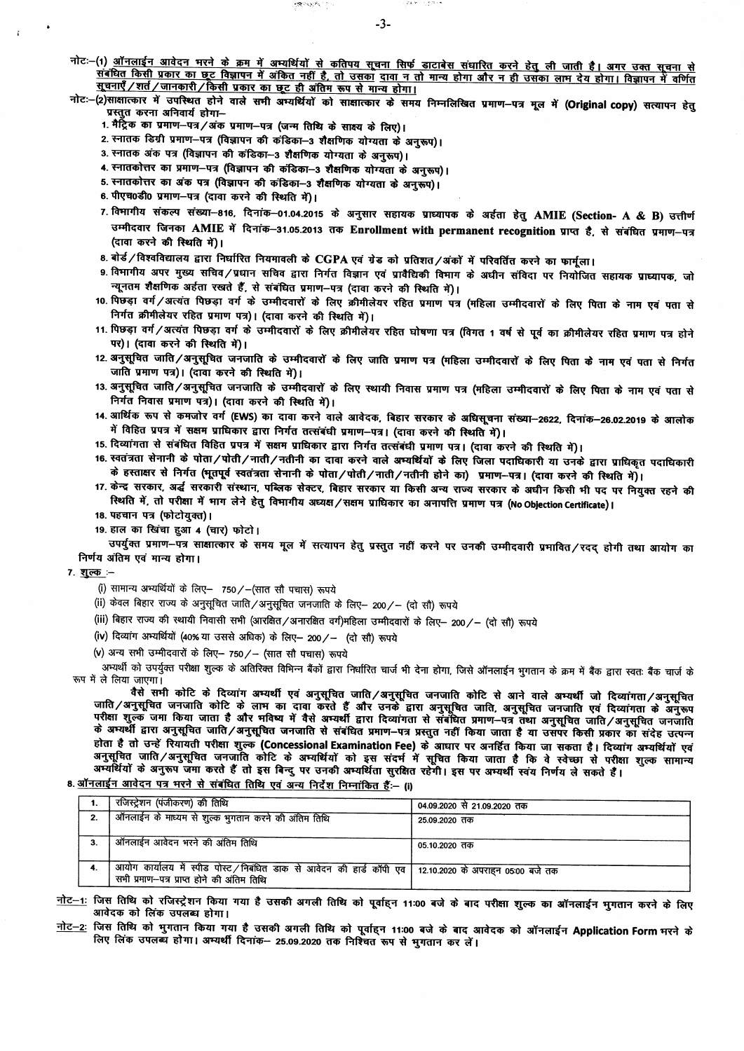नोटः–(1) <u>ऑनलाईन आवेदन भरने के क्रम में अभ्यर्थियों से कतिपय सूचना सिर्फ डाटाबेस संधारित करने हेतु ली जाती है। अगर उक्त सूचना से संबंधित किसी प्रकार का छूट विज्ञापन में अंकित नहीं है, तो उसका दावा न तो मान्य होगा और न ही उसका लाभ देय होगा। विज्ञापन में वर्णित सूचनाएँ/शर्त/जानकारी/किसी प्रकार का छूट ही अंतिम रूप से मान्य होगा।</u>

नोटः–(2) साक्षात्कार में उपस्थित होने वाले सभी अभ्यर्थियों को साक्षात्कार के समय निम्नलिखित प्रमाण–पत्र मूल में (**Original copy**) सत्यापन हेतु प्रस्तुत करना अनिवार्य होगा–

1. मैट्रिक का प्रमाण–पत्र/अंक प्रमाण–पत्र (जन्म तिथि के साक्ष्य के लिए)।
2. स्नातक डिग्री प्रमाण–पत्र (विज्ञापन की कंडिका–3 शैक्षणिक योग्यता के अनुरूप)।
3. स्नातक अंक पत्र (विज्ञापन की कंडिका–3 शैक्षणिक योग्यता के अनुरूप)।
4. स्नातकोत्तर का प्रमाण–पत्र (विज्ञापन की कंडिका–3 शैक्षणिक योग्यता के अनुरूप)।
5. स्नातकोत्तर का अंक पत्र (विज्ञापन की कंडिका–3 शैक्षणिक योग्यता के अनुरूप)।
6. पीएच0डी0 प्रमाण–पत्र (दावा करने की स्थिति में)।
7. विभागीय संकल्प संख्या–816, दिनांक–01.04.2015 के अनुसार सहायक प्राध्यापक के अर्हता हेतु **AMIE (Section- A & B)** उत्तीर्ण उम्मीदवार जिनका **AMIE** में दिनांक–31.05.2013 तक **Enrollment with permanent recognition** प्राप्त है, से संबंधित प्रमाण–पत्र (दावा करने की स्थिति में)।
8. बोर्ड/विश्वविद्यालय द्वारा निर्धारित नियमावली के **CGPA** एवं ग्रेड को प्रतिशत/अंकों में परिवर्तित करने का फार्मूला।
9. विभागीय अपर मुख्य सचिव/प्रधान सचिव द्वारा निर्गत विज्ञान एवं प्रावैधिकी विभाग के अधीन संविदा पर नियोजित सहायक प्राध्यापक, जो न्यूनतम शैक्षणिक अर्हता रखते हैं, से संबंधित प्रमाण–पत्र (दावा करने की स्थिति में)।
10. पिछड़ा वर्ग/अत्यंत पिछड़ा वर्ग के उम्मीदवारों के लिए क्रीमीलेयर रहित प्रमाण पत्र (महिला उम्मीदवारों के लिए पिता के नाम एवं पता से निर्गत क्रीमीलेयर रहित प्रमाण पत्र)। (दावा करने की स्थिति में)।
11. पिछड़ा वर्ग/अत्यंत पिछड़ा वर्ग के उम्मीदवारों के लिए क्रीमीलेयर रहित घोषणा पत्र (विगत 1 वर्ष से पूर्व का क्रीमीलेयर रहित प्रमाण पत्र होने पर)। (दावा करने की स्थिति में)।
12. अनुसूचित जाति/अनुसूचित जनजाति के उम्मीदवारों के लिए जाति प्रमाण पत्र (महिला उम्मीदवारों के लिए पिता के नाम एवं पता से निर्गत जाति प्रमाण पत्र)। (दावा करने की स्थिति में)।
13. अनुसूचित जाति/अनुसूचित जनजाति के उम्मीदवारों के लिए स्थायी निवास प्रमाण पत्र (महिला उम्मीदवारों के लिए पिता के नाम एवं पता से निर्गत निवास प्रमाण पत्र)। (दावा करने की स्थिति में)।
14. आर्थिक रूप से कमजोर वर्ग (EWS) का दावा करने वाले आवेदक, बिहार सरकार के अधिसूचना संख्या–2622, दिनांक–26.02.2019 के आलोक में विहित प्रपत्र में सक्षम प्राधिकार द्वारा निर्गत तत्संबंधी प्रमाण–पत्र। (दावा करने की स्थिति में)।
15. दिव्यांगता से संबंधित विहित प्रपत्र में सक्षम प्राधिकार द्वारा निर्गत तत्संबंधी प्रमाण पत्र। (दावा करने की स्थिति में)।
16. स्वतंत्रता सेनानी के पोता/पोती/नाती/नतीनी का दावा करने वाले अभ्यर्थियों के लिए जिला पदाधिकारी या उनके द्वारा प्राधिकृत पदाधिकारी के हस्ताक्षर से निर्गत (भूतपूर्व स्वतंत्रता सेनानी के पोता/पोती/नाती/नतीनी होने का) प्रमाण–पत्र। (दावा करने की स्थिति में)।
17. केन्द्र सरकार, अर्द्ध सरकारी संस्थान, पब्लिक सेक्टर, बिहार सरकार या किसी अन्य राज्य सरकार के अधीन किसी भी पद पर नियुक्त रहने की स्थिति में, तो परीक्षा में भाग लेने हेतु विभागीय अध्यक्ष/सक्षम प्राधिकार का अनापत्ति प्रमाण पत्र (No Objection Certificate)।
18. पहचान पत्र (फोटोयुक्त)।
19. हाल का खिंचा हुआ 4 (चार) फोटो।

उपर्युक्त प्रमाण–पत्र साक्षात्कार के समय मूल में सत्यापन हेतु प्रस्तुत नहीं करने पर उनकी उम्मीदवारी प्रभावित/रदद् होगी तथा आयोग का निर्णय अंतिम एवं मान्य होगा।

7. <u>शुल्क</u> :–

(i) सामान्य अभ्यर्थियों के लिए– 750/–(सात सौ पचास) रूपये

(ii) केवल बिहार राज्य के अनुसूचित जाति/अनुसूचित जनजाति के लिए– 200/– (दो सौ) रूपये

(iii) बिहार राज्य की स्थायी निवासी सभी (आरक्षित/अनारक्षित वर्ग)महिला उम्मीदवारों के लिए– 200/– (दो सौ) रूपये

(iv) दिव्यांग अभ्यर्थियों (40% या उससे अधिक) के लिए– 200/– (दो सौ) रूपये

(v) अन्य सभी उम्मीदवारों के लिए– 750/– (सात सौ पचास) रूपये

अभ्यर्थी को उपर्युक्त परीक्षा शुल्क के अतिरिक्त विभिन्न बैंकों द्वारा निर्धारित चार्ज भी देना होगा, जिसे ऑनलाईन भुगतान के क्रम में बैंक द्वारा स्वतः बैंक चार्ज के रूप में ले लिया जाएगा।

**वैसे सभी कोटि के दिव्यांग अभ्यर्थी एवं अनुसूचित जाति/अनुसूचित जनजाति कोटि से आने वाले अभ्यर्थी जो दिव्यांगता/अनुसूचित जाति/अनुसूचित जनजाति कोटि के लाभ का दावा करते हैं और उनके द्वारा अनुसूचित जाति, अनुसूचित जनजाति एवं दिव्यांगता के अनुरूप परीक्षा शुल्क जमा किया जाता है और भविष्य में वैसे अभ्यर्थी द्वारा दिव्यांगता से संबंधित प्रमाण–पत्र तथा अनुसूचित जाति/अनुसूचित जनजाति के अभ्यर्थी द्वारा अनुसूचित जाति/अनुसूचित जनजाति से संबंधित प्रमाण–पत्र प्रस्तुत नहीं किया जाता है या उसपर किसी प्रकार का संदेह उत्पन्न होता है तो उन्हें रियायती परीक्षा शुल्क (Concessional Examination Fee) के आधार पर अनर्हित किया जा सकता है। दिव्यांग अभ्यर्थियों एवं अनुसूचित जाति/अनुसूचित जनजाति कोटि के अभ्यर्थियों को इस संदर्भ में सूचित किया जाता है कि वे स्वेच्छा से परीक्षा शुल्क सामान्य अभ्यर्थियों के अनुरूप जमा करते हैं तो इस बिन्दु पर उनकी अभ्यर्थिता सुरक्षित रहेगी। इस पर अभ्यर्थी स्वंय निर्णय ले सकते हैं।**

8. <u>ऑनलाईन आवेदन पत्र भरने से संबंधित तिथि एवं अन्य निर्देश निम्नांकित हैं</u>:– (i)

| | | |
|---|---|---|
| 1. | रजिस्ट्रेशन (पंजीकरण) की तिथि | 04.09.2020 से 21.09.2020 तक |
| 2. | ऑनलाईन के माध्यम से शुल्क भुगतान करने की अंतिम तिथि | 25.09.2020 तक |
| 3. | ऑनलाईन आवेदन भरने की अंतिम तिथि | 05.10.2020 तक |
| 4. | आयोग कार्यालय में स्पीड पोस्ट/निबंधित डाक से आवेदन की हार्ड कॉपी एवं सभी प्रमाण–पत्र प्राप्त होने की अंतिम तिथि | 12.10.2020 के अपराह्न 05:00 बजे तक |

<u>नोट–1</u>: जिस तिथि को रजिस्ट्रेशन किया गया है उसकी अगली तिथि को पूर्वाह्न 11:00 बजे के बाद परीक्षा शुल्क का ऑनलाईन भुगतान करने के लिए आवेदक को लिंक उपलब्ध होगा।

<u>नोट–2</u>: जिस तिथि को भुगतान किया गया है उसकी अगली तिथि को पूर्वाह्न 11:00 बजे के बाद आवेदक को ऑनलाईन **Application Form** भरने के लिए लिंक उपलब्ध होगा। अभ्यर्थी दिनांक– 25.09.2020 तक निश्चित रूप से भुगतान कर लें।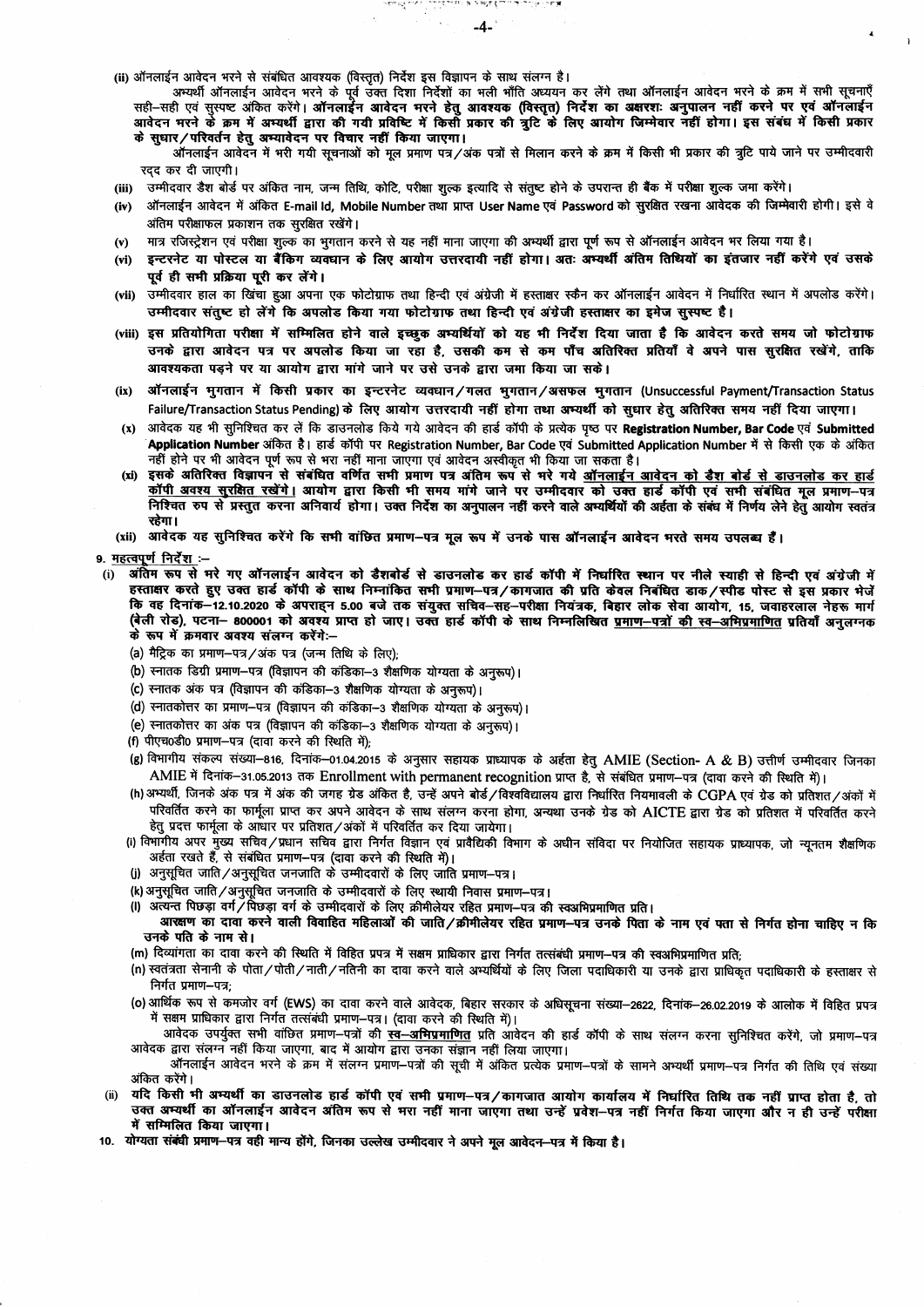(ii) ऑनलाईन आवेदन भरने से संबंधित आवश्यक (विस्तृत) निर्देश इस विज्ञापन के साथ संलग्न है।

अभ्यर्थी ऑनलाईन आवेदन भरने के पूर्व उक्त दिशा निर्देशों का भली भाँति अध्ययन कर लेंगे तथा ऑनलाईन आवेदन भरने के क्रम में सभी सूचनाएँ सही–सही एवं सुस्पष्ट अंकित करेंगे। **ऑनलाईन आवेदन भरने हेतु आवश्यक (विस्तृत) निर्देश का अक्षरशः अनुपालन नहीं करने पर एवं ऑनलाईन आवेदन भरने के क्रम में अभ्यर्थी द्वारा की गयी प्रविष्टि में किसी प्रकार की त्रुटि के लिए आयोग जिम्मेवार नहीं होगा। इस संबंध में किसी प्रकार के सुधार/परिवर्तन हेतु अभ्यावेदन पर विचार नहीं किया जाएगा।**

ऑनलाईन आवेदन में भरी गयी सूचनाओं को मूल प्रमाण पत्र/अंक पत्रों से मिलान करने के क्रम में किसी भी प्रकार की त्रुटि पाये जाने पर उम्मीदवारी रद्द कर दी जाएगी।

(iii) उम्मीदवार डैश बोर्ड पर अंकित नाम, जन्म तिथि, कोटि, परीक्षा शुल्क इत्यादि से संतुष्ट होने के उपरान्त ही बैंक में परीक्षा शुल्क जमा करेंगे।

(iv) ऑनलाईन आवेदन में अंकित E-mail Id, Mobile Number तथा प्राप्त User Name एवं Password को सुरक्षित रखना आवेदक की जिम्मेवारी होगी। इसे वे अंतिम परीक्षाफल प्रकाशन तक सुरक्षित रखेंगे।

(v) मात्र रजिस्ट्रेशन एवं परीक्षा शुल्क का भुगतान करने से यह नहीं माना जाएगा की अभ्यर्थी द्वारा पूर्ण रूप से ऑनलाईन आवेदन भर लिया गया है।

(vi) **इन्टरनेट या पोस्टल या बैंकिग व्यवधान के लिए आयोग उत्तरदायी नहीं होगा। अतः अभ्यर्थी अंतिम तिथियों का इंतजार नहीं करेंगे एवं उसके पूर्व ही सभी प्रक्रिया पूरी कर लेंगे।**

(vii) उम्मीदवार हाल का खिंचा हुआ अपना एक फोटोग्राफ तथा हिन्दी एवं अंग्रेजी में हस्ताक्षर स्कैन कर ऑनलाईन आवेदन में निर्धारित स्थान में अपलोड करेंगे। **उम्मीदवार संतुष्ट हो लेंगे कि अपलोड किया गया फोटोग्राफ तथा हिन्दी एवं अंग्रेजी हस्ताक्षर का इमेज सुस्पष्ट है।**

(viii) **इस प्रतियोगिता परीक्षा में सम्मिलित होने वाले इच्छुक अभ्यर्थियों को यह भी निर्देश दिया जाता है कि आवेदन करते समय जो फोटोग्राफ उनके द्वारा आवेदन पत्र पर अपलोड किया जा रहा है, उसकी कम से कम पाँच अतिरिक्त प्रतियाँ वे अपने पास सुरक्षित रखेंगे, ताकि आवश्यकता पड़ने पर या आयोग द्वारा मांगे जाने पर उसे उनके द्वारा जमा किया जा सके।**

(ix) **ऑनलाईन भुगतान में किसी प्रकार का इन्टरनेट व्यवधान/गलत भुगतान/असफल भुगतान (Unsuccessful Payment/Transaction Status Failure/Transaction Status Pending) के लिए आयोग उत्तरदायी नहीं होगा तथा अभ्यर्थी को सुधार हेतु अतिरिक्त समय नहीं दिया जाएगा।**

(x) आवेदक यह भी सुनिश्चित कर लें कि डाउनलोड किये गये आवेदन की हार्ड कॉपी के प्रत्येक पृष्ठ पर **Registration Number, Bar Code** एवं **Submitted Application Number** अंकित है। हार्ड कॉपी पर Registration Number, Bar Code एवं Submitted Application Number में से किसी एक के अंकित नहीं होने पर भी आवेदन पूर्ण रूप से भरा नहीं माना जाएगा एवं आवेदन अस्वीकृत भी किया जा सकता है।

(xi) **इसके अतिरिक्त विज्ञापन से संबंधित वर्णित सभी प्रमाण पत्र अंतिम रूप से भरे गये ऑनलाईन आवेदन को डैश बोर्ड से डाउनलोड कर हार्ड कॉपी अवश्य सुरक्षित रखेंगे। आयोग द्वारा किसी भी समय मांगे जाने पर उम्मीदवार को उक्त हार्ड कॉपी एवं सभी संबंधित मूल प्रमाण–पत्र निश्चित रुप से प्रस्तुत करना अनिवार्य होगा। उक्त निर्देश का अनुपालन नहीं करने वाले अभ्यर्थियों की अर्हता के संबंध में निर्णय लेने हेतु आयोग स्वतंत्र रहेगा।**

(xii) **आवेदक यह सुनिश्चित करेंगे कि सभी वांछित प्रमाण–पत्र मूल रूप में उनके पास ऑनलाईन आवेदन भरते समय उपलब्ध हैं।**

**9. महत्वपूर्ण निर्देश :–**

(i) **अंतिम रूप से भरे गए ऑनलाईन आवेदन को डैशबोर्ड से डाउनलोड कर हार्ड कॉपी में निर्धारित स्थान पर नीले स्याही से हिन्दी एवं अंग्रेजी में हस्ताक्षर करते हुए उक्त हार्ड कॉपी के साथ निम्नांकित सभी प्रमाण–पत्र/कागजात की प्रति केवल निबंधित डाक/स्पीड पोस्ट से इस प्रकार भेजें कि वह दिनांक–12.10.2020 के अपराह्न 5.00 बजे तक संयुक्त सचिव–सह–परीक्षा नियंत्रक, बिहार लोक सेवा आयोग, 15, जवाहरलाल नेहरू मार्ग (बेली रोड), पटना– 800001 को अवश्य प्राप्त हो जाए। उक्त हार्ड कॉपी के साथ निम्नलिखित प्रमाण–पत्रों की स्व–अभिप्रमाणित प्रतियाँ अनुलग्नक के रूप में क्रमवार अवश्य संलग्न करेंगे:–**

(a) मैट्रिक का प्रमाण–पत्र/अंक पत्र (जन्म तिथि के लिए);

(b) स्नातक डिग्री प्रमाण–पत्र (विज्ञापन की कंडिका–3 शैक्षणिक योग्यता के अनुरूप)।

(c) स्नातक अंक पत्र (विज्ञापन की कंडिका–3 शैक्षणिक योग्यता के अनुरूप)।

(d) स्नातकोत्तर का प्रमाण–पत्र (विज्ञापन की कंडिका–3 शैक्षणिक योग्यता के अनुरूप)।

(e) स्नातकोत्तर का अंक पत्र (विज्ञापन की कंडिका–3 शैक्षणिक योग्यता के अनुरूप)।

(f) पीएच०डी० प्रमाण–पत्र (दावा करने की स्थिति में);

(g) विभागीय संकल्प संख्या–816, दिनांक–01.04.2015 के अनुसार सहायक प्राध्यापक के अर्हता हेतु AMIE (Section- A & B) उत्तीर्ण उम्मीदवार जिनका AMIE में दिनांक–31.05.2013 तक Enrollment with permanent recognition प्राप्त है, से संबंधित प्रमाण–पत्र (दावा करने की स्थिति में)।

(h) अभ्यर्थी, जिनके अंक पत्र में अंक की जगह ग्रेड अंकित है, उन्हें अपने बोर्ड/विश्वविद्यालय द्वारा निर्धारित नियमावली के CGPA एवं ग्रेड को प्रतिशत/अंकों में परिवर्तित करने का फार्मूला प्राप्त कर अपने आवेदन के साथ संलग्न करना होगा, अन्यथा उनके ग्रेड को AICTE द्वारा ग्रेड को प्रतिशत में परिवर्तित करने हेतु प्रदत्त फार्मूला के आधार पर प्रतिशत/अंकों में परिवर्तित कर दिया जायेगा।

(i) विभागीय अपर मुख्य सचिव/प्रधान सचिव द्वारा निर्गत विज्ञान एवं प्रावैधिकी विभाग के अधीन संविदा पर नियोजित सहायक प्राध्यापक, जो न्यूनतम शैक्षणिक अर्हता रखते हैं, से संबंधित प्रमाण–पत्र (दावा करने की स्थिति में)।

(j) अनुसूचित जाति/अनुसूचित जनजाति के उम्मीदवारों के लिए जाति प्रमाण–पत्र।

(k) अनुसूचित जाति/अनुसूचित जनजाति के उम्मीदवारों के लिए स्थायी निवास प्रमाण–पत्र।

(l) अत्यन्त पिछड़ा वर्ग/पिछड़ा वर्ग के उम्मीदवारों के लिए क्रीमीलेयर रहित प्रमाण–पत्र की स्वअभिप्रमाणित प्रति।
**आरक्षण का दावा करने वाली विवाहित महिलाओं की जाति/क्रीमीलेयर रहित प्रमाण–पत्र उनके पिता के नाम एवं पता से निर्गत होना चाहिए न कि उनके पति के नाम से।**

(m) दिव्यांगता का दावा करने की स्थिति में विहित प्रपत्र में सक्षम प्राधिकार द्वारा निर्गत तत्संबंधी प्रमाण–पत्र की स्वअभिप्रमाणित प्रति;

(n) स्वतंत्रता सेनानी के पोता/पोती/नाती/नतिनी का दावा करने वाले अभ्यर्थियों के लिए जिला पदाधिकारी या उनके द्वारा प्राधिकृत पदाधिकारी के हस्ताक्षर से निर्गत प्रमाण–पत्र;

(o) आर्थिक रूप से कमजोर वर्ग (EWS) का दावा करने वाले आवेदक, बिहार सरकार के अधिसूचना संख्या–2622, दिनांक–26.02.2019 के आलोक में विहित प्रपत्र में सक्षम प्राधिकार द्वारा निर्गत तत्संबंधी प्रमाण–पत्र। (दावा करने की स्थिति में)।

आवेदक उपर्युक्त सभी वांछित प्रमाण–पत्रों की **स्व–अभिप्रमाणित** प्रति आवेदन की हार्ड कॉपी के साथ संलग्न करना सुनिश्चित करेंगे, जो प्रमाण–पत्र आवेदक द्वारा संलग्न नहीं किया जाएगा, बाद में आयोग द्वारा उनका संज्ञान नहीं लिया जाएगा।

ऑनलाईन आवेदन भरने के क्रम में संलग्न प्रमाण–पत्रों की सूची में अंकित प्रत्येक प्रमाण–पत्रों के सामने अभ्यर्थी प्रमाण–पत्र निर्गत की तिथि एवं संख्या अंकित करेंगे।

(ii) **यदि किसी भी अभ्यर्थी का डाउनलोड हार्ड कॉपी एवं सभी प्रमाण–पत्र/कागजात आयोग कार्यालय में निर्धारित तिथि तक नहीं प्राप्त होता है, तो उक्त अभ्यर्थी का ऑनलाईन आवेदन अंतिम रूप से भरा नहीं माना जाएगा तथा उन्हें प्रवेश–पत्र नहीं निर्गत किया जाएगा और न ही उन्हें परीक्षा में सम्मिलित किया जाएगा।**

**10. योग्यता संबंधी प्रमाण–पत्र वही मान्य होंगे, जिनका उल्लेख उम्मीदवार ने अपने मूल आवेदन–पत्र में किया है।**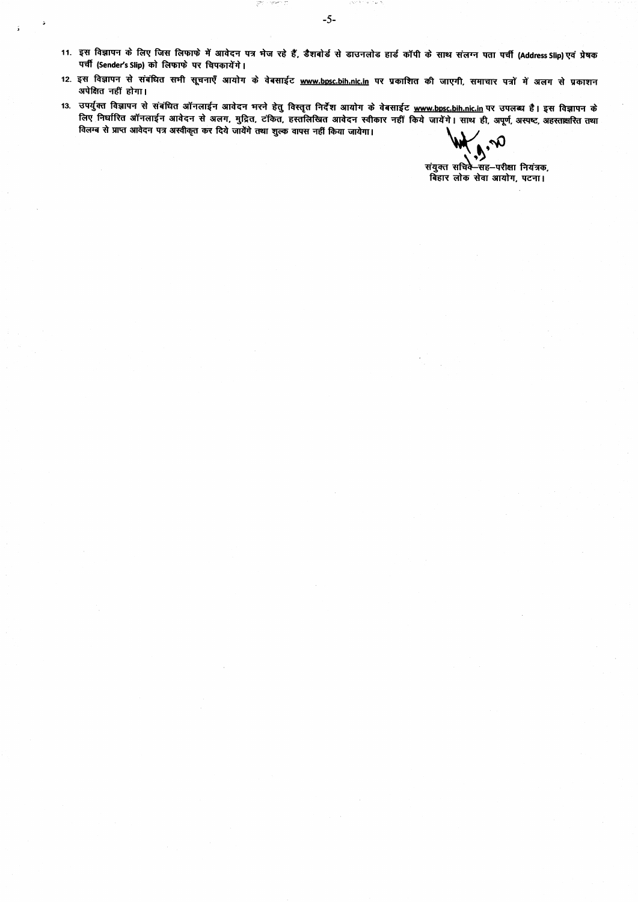11. इस विज्ञापन के लिए जिस लिफाफे में आवेदन पत्र भेज रहे हैं, डैशबोर्ड से डाउनलोड हार्ड कॉपी के साथ संलग्न पता पर्ची (Address Slip) एवं प्रेषक पर्ची (Sender's Slip) को लिफाफे पर चिपकायेंगे।
12. इस विज्ञापन से संबंधित सभी सूचनाएँ आयोग के वेबसाईट www.bpsc.bih.nic.in पर प्रकाशित की जाएगी, समाचार पत्रों में अलग से प्रकाशन अपेक्षित नहीं होगा।
13. उपर्युक्त विज्ञापन से संबंधित ऑनलाईन आवेदन भरने हेतु विस्तृत निर्देश आयोग के वेबसाईट www.bpsc.bih.nic.in पर उपलब्ध है। इस विज्ञापन के लिए निर्धारित ऑनलाईन आवेदन से अलग, मुद्रित, टंकित, हस्तलिखित आवेदन स्वीकार नहीं किये जायेंगे। साथ ही, अपूर्ण, अस्पष्ट, अहस्ताक्षरित तथा विलम्ब से प्राप्त आवेदन पत्र अस्वीकृत कर दिये जायेंगे तथा शुल्क वापस नहीं किया जायेगा।

संयुक्त सचिव-सह-परीक्षा नियंत्रक,
बिहार लोक सेवा आयोग, पटना।